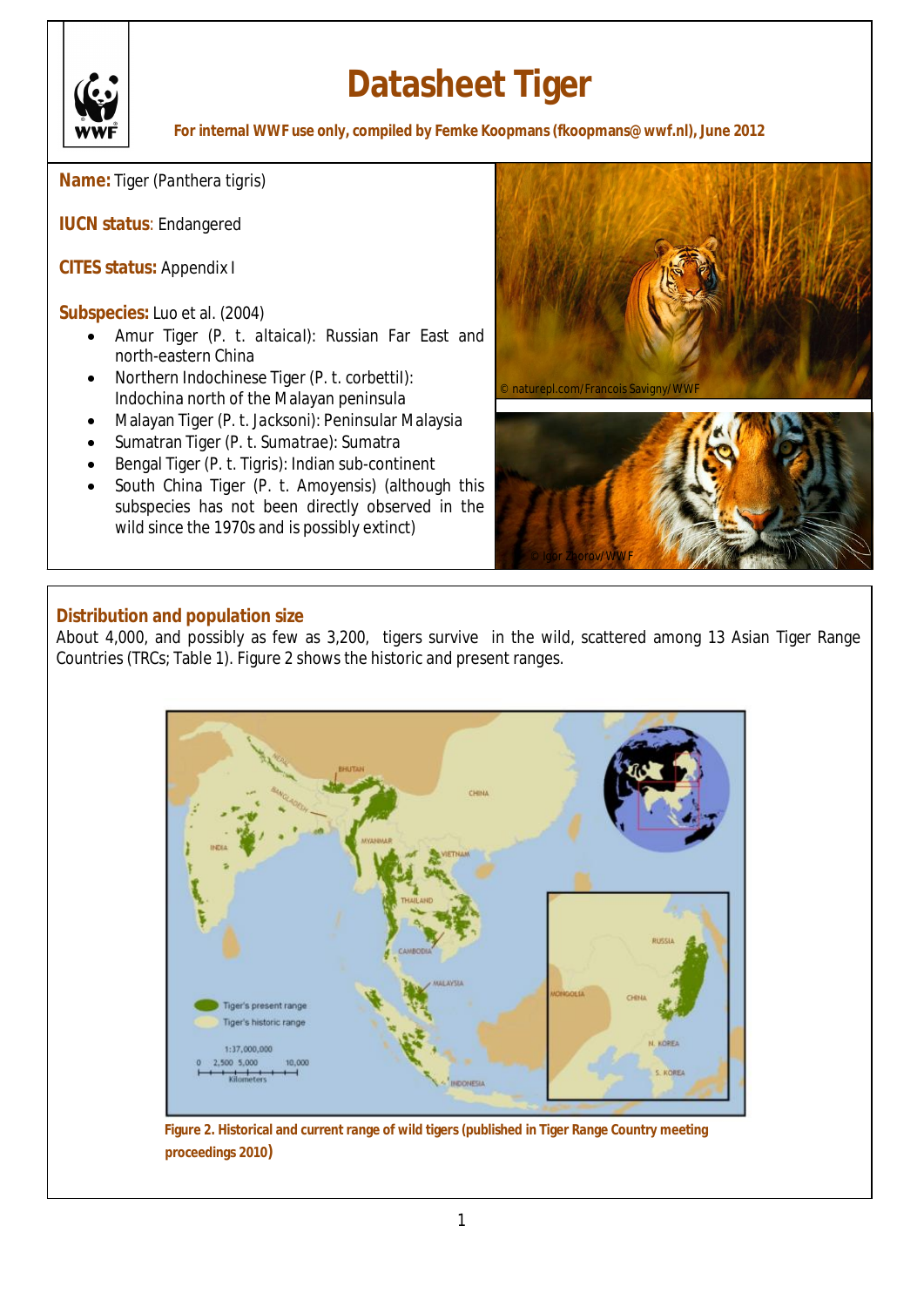# Datasheet Tiger

**For internal WWF use only, compiled by Femke Koopmans (fkoopmans@wwf.nl), June 2012**

**Name:** Tiger (*Panthera tigris*)

**IUCN status**: Endangered

**CITES status:** Appendix I

**Subspecies:** Luo et al. (2004)

- Amur Tiger (*P. t. altaical*): Russian Far East and north-eastern China
- Northern Indochinese Tiger (*P. t. corbettil*): Indochina north of the Malayan peninsula
- Malayan Tiger (*P. t. Jacksoni*): Peninsular Malaysia
- Sumatran Tiger (*P. t. Sumatrae*): Sumatra
- Bengal Tiger (*P. t. Tigris*): Indian sub-continent
- South China Tiger (*P. t. Amoyensis*) (although this subspecies has not been directly observed in the wild since the 1970s and is possibly extinct)

© naturepl.com/Francois Savigny/WWF

© Igor Zhorov/WWF

## Distribution and population size

About 4,000, and possibly as few as 3,200, tigers survive in the wild, scattered among 13 Asian Tiger Range Countries (TRCs; Table 1). Figure 2 shows the historic and present ranges.

**Figure 2. Historical and current range of wild tigers (published in Tiger Range Country meeting proceedings 2010)**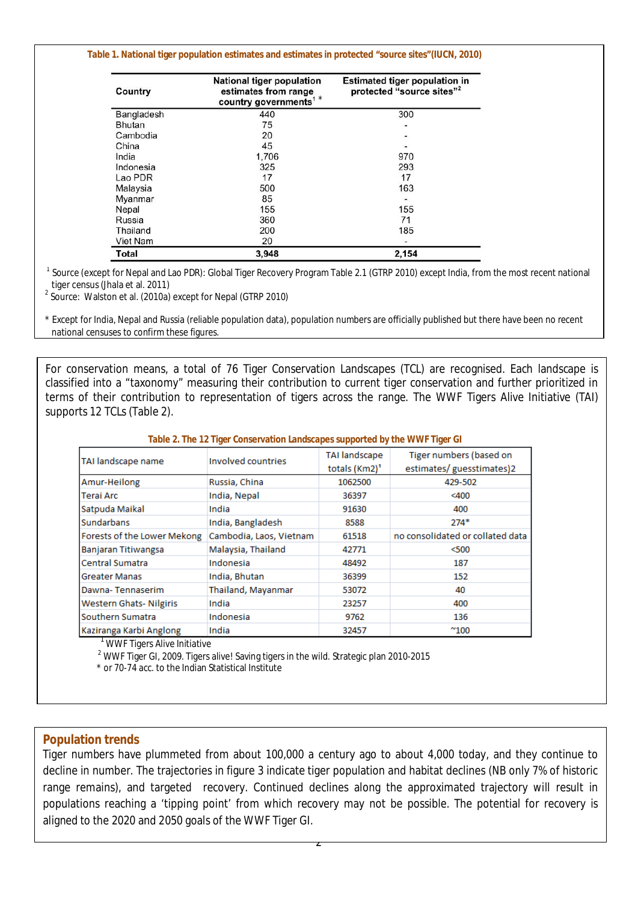**Table 1. National tiger population estimates and estimates in protected "source sites"(IUCN, 2010)**

| Country | National tiger population estimates from range country governments[1] * | Estimated tiger population in protected "source sites"[2] |
|---|---|---|
| Bangladesh | 440 | 300 |
| Bhutan | 75 | - |
| Cambodia | 20 | - |
| China | 45 | - |
| India | 1,706 | 970 |
| Indonesia | 325 | 293 |
| Lao PDR | 17 | 17 |
| Malaysia | 500 | 163 |
| Myanmar | 85 | - |
| Nepal | 155 | 155 |
| Russia | 360 | 71 |
| Thailand | 200 | 185 |
| Viet Nam | 20 | - |
| **Total** | **3,948** | **2,154** |

[1] Source (except for Nepal and Lao PDR): Global Tiger Recovery Program Table 2.1 (GTRP 2010) except India, from the most recent national tiger census (Jhala et al. 2011)

[2] Source: Walston et al. (2010a) except for Nepal (GTRP 2010)

* Except for India, Nepal and Russia (reliable population data), population numbers are officially published but there have been no recent national censuses to confirm these figures.

For conservation means, a total of 76 Tiger Conservation Landscapes (TCL) are recognised. Each landscape is classified into a "taxonomy" measuring their contribution to current tiger conservation and further prioritized in terms of their contribution to representation of tigers across the range. The WWF Tigers Alive Initiative (TAI) supports 12 TCLs (Table 2).

**Table 2. The 12 Tiger Conservation Landscapes supported by the WWF Tiger GI**

| TAI landscape name | Involved countries | TAI landscape totals (Km2)[1] | Tiger numbers (based on estimates/ guesstimates)2 |
|---|---|---|---|
| Amur-Heilong | Russia, China | 1062500 | 429-502 |
| Terai Arc | India, Nepal | 36397 | <400 |
| Satpuda Maikal | India | 91630 | 400 |
| Sundarbans | India, Bangladesh | 8588 | 274* |
| Forests of the Lower Mekong | Cambodia, Laos, Vietnam | 61518 | no consolidated or collated data |
| Banjaran Titiwangsa | Malaysia, Thailand | 42771 | <500 |
| Central Sumatra | Indonesia | 48492 | 187 |
| Greater Manas | India, Bhutan | 36399 | 152 |
| Dawna- Tennaserim | Thailand, Mayanmar | 53072 | 40 |
| Western Ghats- Nilgiris | India | 23257 | 400 |
| Southern Sumatra | Indonesia | 9762 | 136 |
| Kaziranga Karbi Anglong | India | 32457 | ~100 |

[1] WWF Tigers Alive Initiative

[2] WWF Tiger GI, 2009. Tigers alive! Saving tigers in the wild. Strategic plan 2010-2015

* or 70-74 acc. to the Indian Statistical Institute

## Population trends

Tiger numbers have plummeted from about 100,000 a century ago to about 4,000 today, and they continue to decline in number. The trajectories in figure 3 indicate tiger population and habitat declines (NB only 7% of historic range remains), and targeted recovery. Continued declines along the approximated trajectory will result in populations reaching a 'tipping point' from which recovery may not be possible. The potential for recovery is aligned to the 2020 and 2050 goals of the WWF Tiger GI.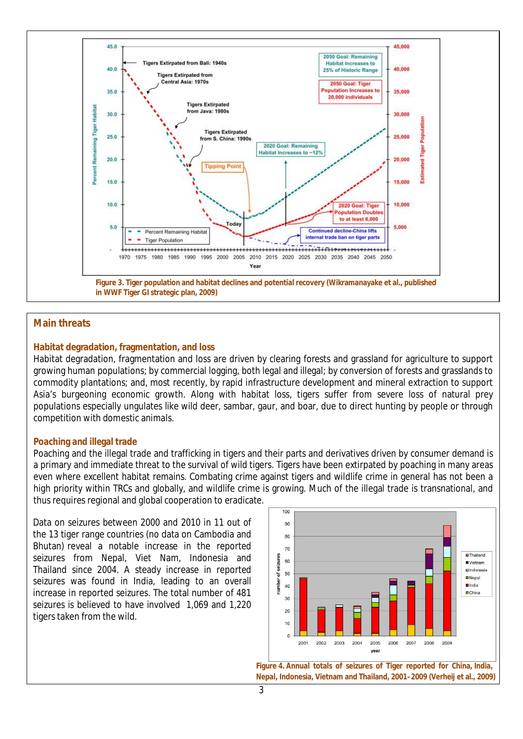Figure 3. Tiger population and habitat declines and potential recovery (Wikramanayake et al., published in WWF Tiger GI strategic plan, 2009)

## Main threats

### Habitat degradation, fragmentation, and loss

Habitat degradation, fragmentation and loss are driven by clearing forests and grassland for agriculture to support growing human populations; by commercial logging, both legal and illegal; by conversion of forests and grasslands to commodity plantations; and, most recently, by rapid infrastructure development and mineral extraction to support Asia's burgeoning economic growth. Along with habitat loss, tigers suffer from severe loss of natural prey populations especially ungulates like wild deer, sambar, gaur, and boar, due to direct hunting by people or through competition with domestic animals.

### Poaching and illegal trade

Poaching and the illegal trade and trafficking in tigers and their parts and derivatives driven by consumer demand is a primary and immediate threat to the survival of wild tigers. Tigers have been extirpated by poaching in many areas even where excellent habitat remains. Combating crime against tigers and wildlife crime in general has not been a high priority within TRCs and globally, and wildlife crime is growing. Much of the illegal trade is transnational, and thus requires regional and global cooperation to eradicate.

Data on seizures between 2000 and 2010 in 11 out of the 13 tiger range countries (no data on Cambodia and Bhutan) reveal a notable increase in the reported seizures from Nepal, Viet Nam, Indonesia and Thailand since 2004. A steady increase in reported seizures was found in India, leading to an overall increase in reported seizures. The total number of 481 seizures is believed to have involved 1,069 and 1,220 tigers taken from the wild.

Figure 4. Annual totals of seizures of Tiger reported for China, India, Nepal, Indonesia, Vietnam and Thailand, 2001–2009 (Verheij et al., 2009)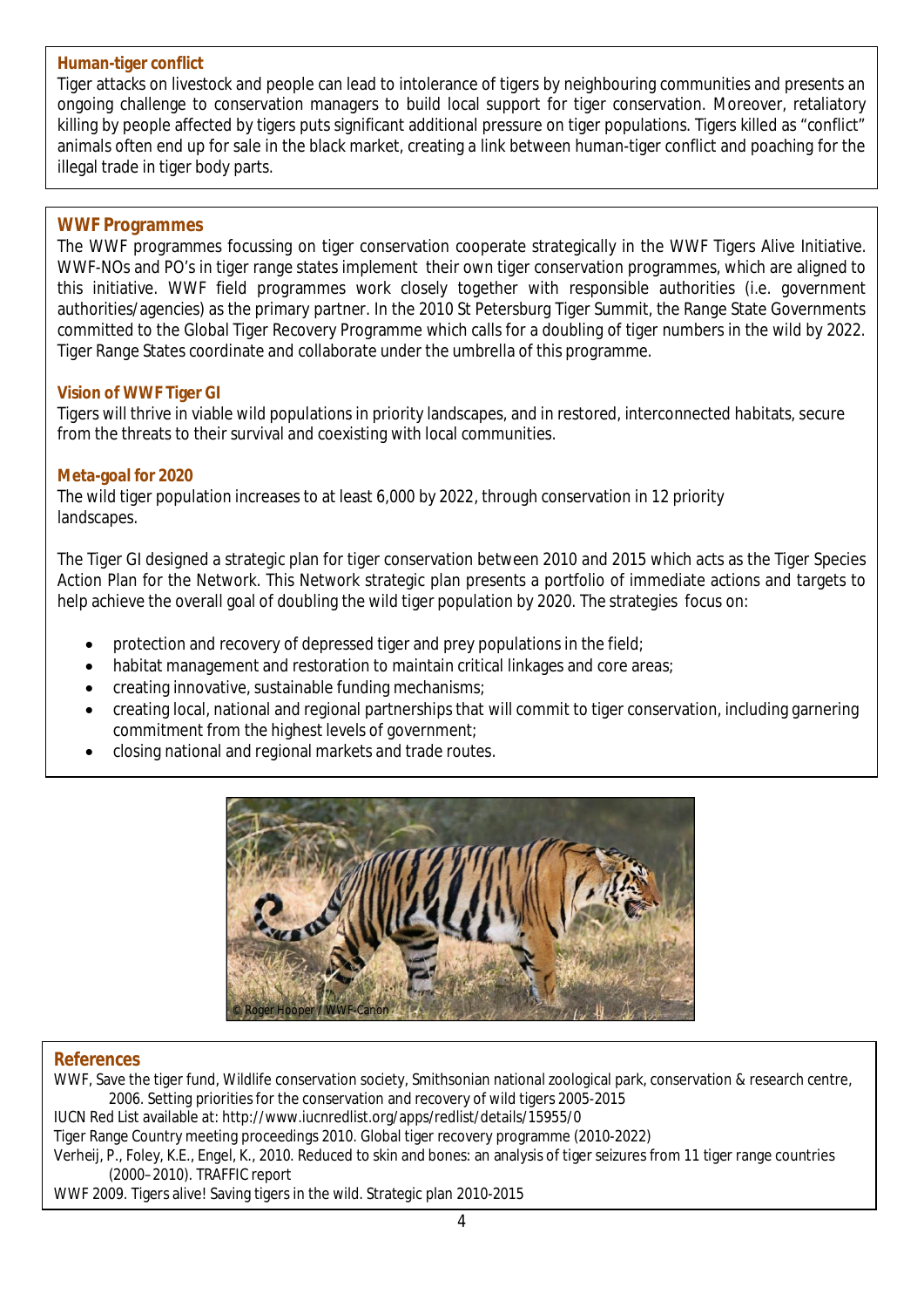## Human-tiger conflict

Tiger attacks on livestock and people can lead to intolerance of tigers by neighbouring communities and presents an ongoing challenge to conservation managers to build local support for tiger conservation. Moreover, retaliatory killing by people affected by tigers puts significant additional pressure on tiger populations. Tigers killed as "conflict" animals often end up for sale in the black market, creating a link between human-tiger conflict and poaching for the illegal trade in tiger body parts.

## WWF Programmes

The WWF programmes focussing on tiger conservation cooperate strategically in the WWF Tigers Alive Initiative. WWF-NOs and PO's in tiger range states implement their own tiger conservation programmes, which are aligned to this initiative. WWF field programmes work closely together with responsible authorities (i.e. government authorities/agencies) as the primary partner. In the 2010 St Petersburg Tiger Summit, the Range State Governments committed to the Global Tiger Recovery Programme which calls for a doubling of tiger numbers in the wild by 2022. Tiger Range States coordinate and collaborate under the umbrella of this programme.

### Vision of WWF Tiger GI

Tigers will thrive in viable wild populations in priority landscapes, and in restored, interconnected habitats, secure from the threats to their survival and coexisting with local communities.

### Meta-goal for 2020

The wild tiger population increases to at least 6,000 by 2022, through conservation in 12 priority landscapes.

The Tiger GI designed a strategic plan for tiger conservation between 2010 and 2015 which acts as the Tiger Species Action Plan for the Network. This Network strategic plan presents a portfolio of immediate actions and targets to help achieve the overall goal of doubling the wild tiger population by 2020. The strategies focus on:

- protection and recovery of depressed tiger and prey populations in the field;
- habitat management and restoration to maintain critical linkages and core areas;
- creating innovative, sustainable funding mechanisms;
- creating local, national and regional partnerships that will commit to tiger conservation, including garnering commitment from the highest levels of government;
- closing national and regional markets and trade routes.

© Roger Hooper / WWF-Canon

## References

WWF, Save the tiger fund, Wildlife conservation society, Smithsonian national zoological park, conservation & research centre, 2006. Setting priorities for the conservation and recovery of wild tigers 2005-2015

IUCN Red List available at: http://www.iucnredlist.org/apps/redlist/details/15955/0

Tiger Range Country meeting proceedings 2010. Global tiger recovery programme (2010-2022)

Verheij, P., Foley, K.E., Engel, K., 2010. Reduced to skin and bones: an analysis of tiger seizures from 11 tiger range countries (2000–2010). TRAFFIC report

WWF 2009. Tigers alive! Saving tigers in the wild. Strategic plan 2010-2015